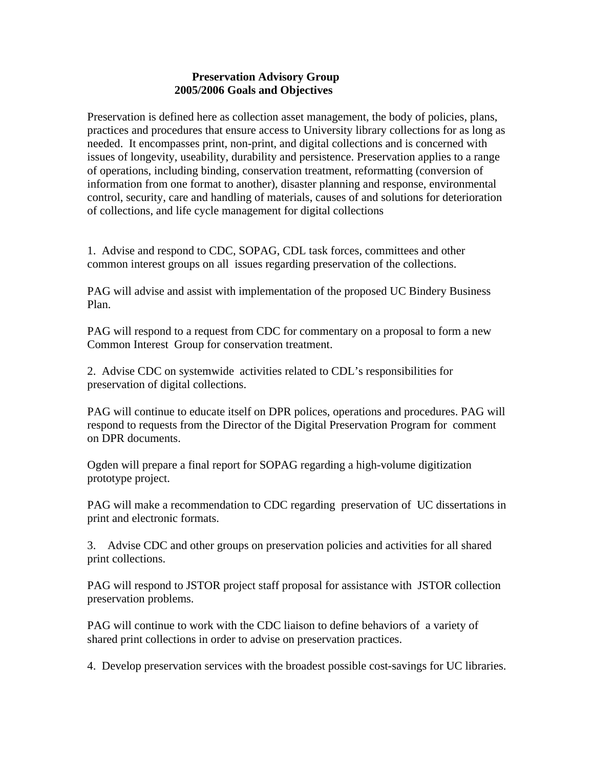# Preservation Advisory Group
## 2005/2006 Goals and Objectives

Preservation is defined here as collection asset management, the body of policies, plans, practices and procedures that ensure access to University library collections for as long as needed. It encompasses print, non-print, and digital collections and is concerned with issues of longevity, useability, durability and persistence. Preservation applies to a range of operations, including binding, conservation treatment, reformatting (conversion of information from one format to another), disaster planning and response, environmental control, security, care and handling of materials, causes of and solutions for deterioration of collections, and life cycle management for digital collections

1. Advise and respond to CDC, SOPAG, CDL task forces, committees and other common interest groups on all issues regarding preservation of the collections.

PAG will advise and assist with implementation of the proposed UC Bindery Business Plan.

PAG will respond to a request from CDC for commentary on a proposal to form a new Common Interest Group for conservation treatment.

2. Advise CDC on systemwide activities related to CDL's responsibilities for preservation of digital collections.

PAG will continue to educate itself on DPR polices, operations and procedures. PAG will respond to requests from the Director of the Digital Preservation Program for comment on DPR documents.

Ogden will prepare a final report for SOPAG regarding a high-volume digitization prototype project.

PAG will make a recommendation to CDC regarding preservation of UC dissertations in print and electronic formats.

3. Advise CDC and other groups on preservation policies and activities for all shared print collections.

PAG will respond to JSTOR project staff proposal for assistance with JSTOR collection preservation problems.

PAG will continue to work with the CDC liaison to define behaviors of a variety of shared print collections in order to advise on preservation practices.

4. Develop preservation services with the broadest possible cost-savings for UC libraries.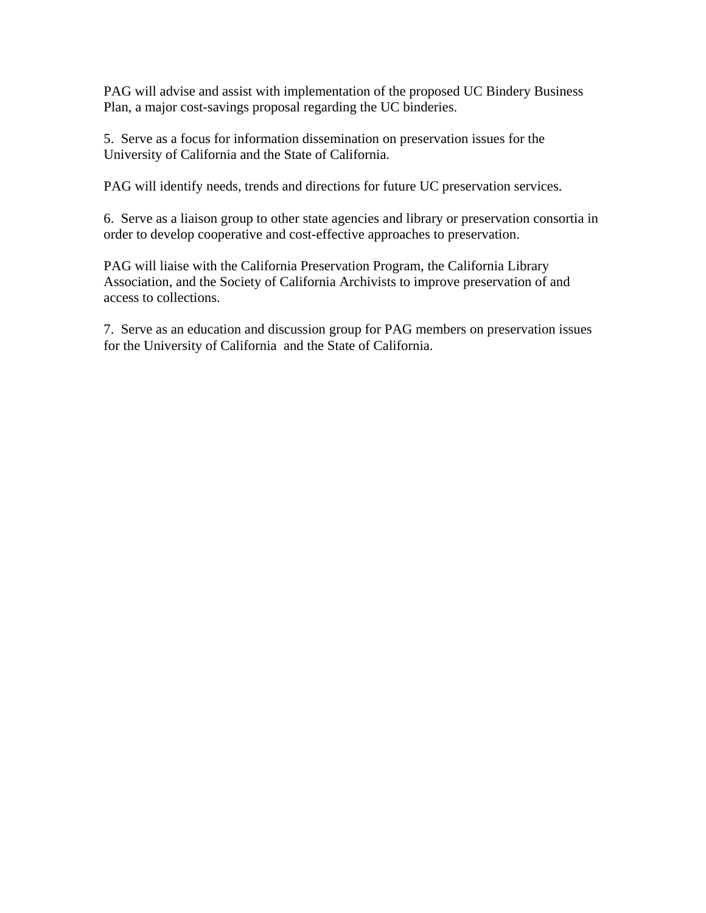PAG will advise and assist with implementation of the proposed UC Bindery Business Plan, a major cost-savings proposal regarding the UC binderies.

5. Serve as a focus for information dissemination on preservation issues for the University of California and the State of California.

PAG will identify needs, trends and directions for future UC preservation services.

6. Serve as a liaison group to other state agencies and library or preservation consortia in order to develop cooperative and cost-effective approaches to preservation.

PAG will liaise with the California Preservation Program, the California Library Association, and the Society of California Archivists to improve preservation of and access to collections.

7. Serve as an education and discussion group for PAG members on preservation issues for the University of California and the State of California.